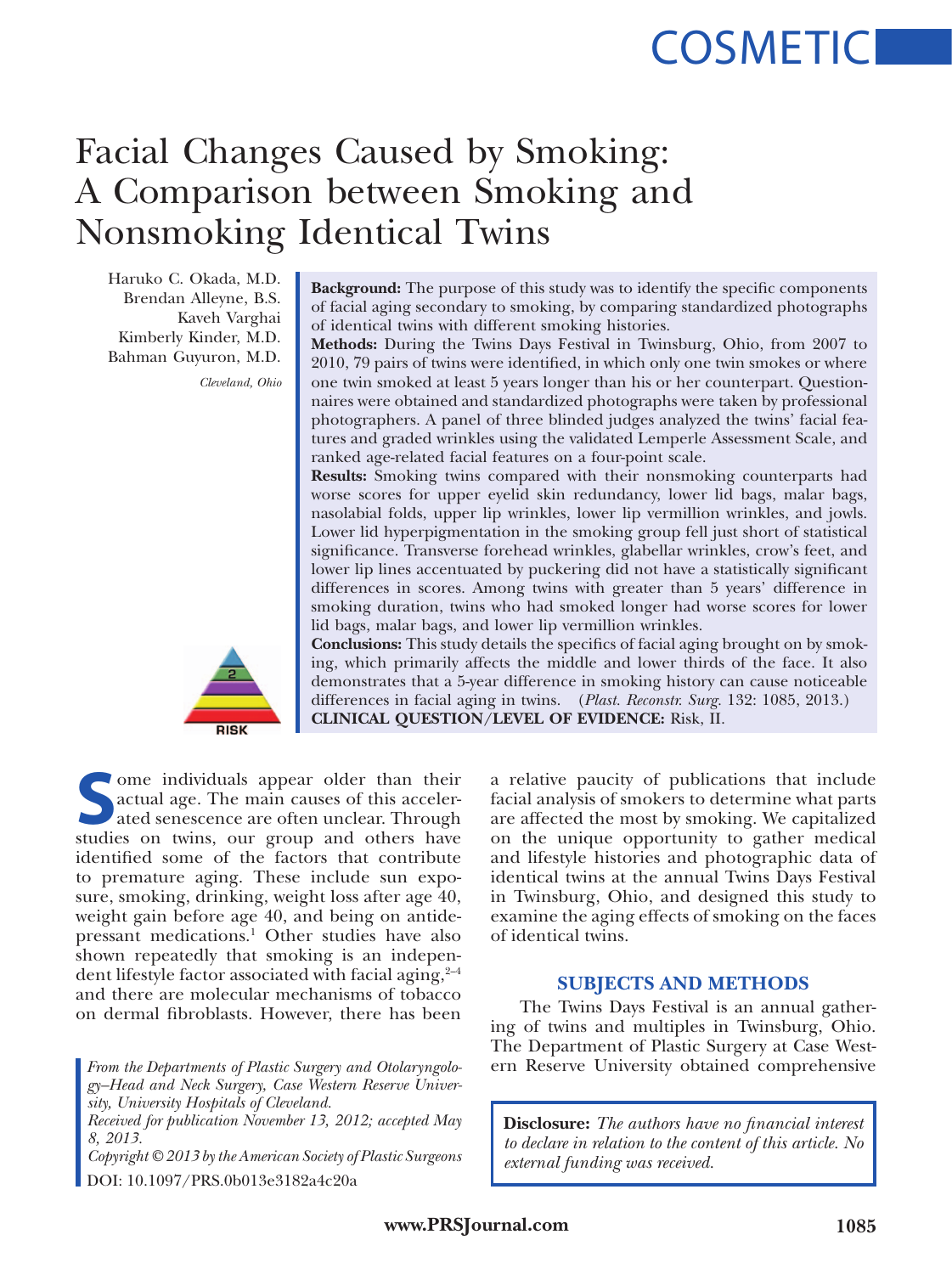COSMETIC

# Facial Changes Caused by Smoking: A Comparison between Smoking and Nonsmoking Identical Twins

Haruko C. Okada, M.D.
Brendan Alleyne, B.S.
Kaveh Varghai
Kimberly Kinder, M.D.
Bahman Guyuron, M.D.

*Cleveland, Ohio*

**Background:** The purpose of this study was to identify the specific components of facial aging secondary to smoking, by comparing standardized photographs of identical twins with different smoking histories.

**Methods:** During the Twins Days Festival in Twinsburg, Ohio, from 2007 to 2010, 79 pairs of twins were identified, in which only one twin smokes or where one twin smoked at least 5 years longer than his or her counterpart. Questionnaires were obtained and standardized photographs were taken by professional photographers. A panel of three blinded judges analyzed the twins' facial features and graded wrinkles using the validated Lemperle Assessment Scale, and ranked age-related facial features on a four-point scale.

**Results:** Smoking twins compared with their nonsmoking counterparts had worse scores for upper eyelid skin redundancy, lower lid bags, malar bags, nasolabial folds, upper lip wrinkles, lower lip vermillion wrinkles, and jowls. Lower lid hyperpigmentation in the smoking group fell just short of statistical significance. Transverse forehead wrinkles, glabellar wrinkles, crow's feet, and lower lip lines accentuated by puckering did not have a statistically significant differences in scores. Among twins with greater than 5 years' difference in smoking duration, twins who had smoked longer had worse scores for lower lid bags, malar bags, and lower lip vermillion wrinkles.

**Conclusions:** This study details the specifics of facial aging brought on by smoking, which primarily affects the middle and lower thirds of the face. It also demonstrates that a 5-year difference in smoking history can cause noticeable differences in facial aging in twins. (*Plast. Reconstr. Surg.* 132: 1085, 2013.)

**CLINICAL QUESTION/LEVEL OF EVIDENCE:** Risk, II.

Some individuals appear older than their actual age. The main causes of this accelerated senescence are often unclear. Through studies on twins, our group and others have identified some of the factors that contribute to premature aging. These include sun exposure, smoking, drinking, weight loss after age 40, weight gain before age 40, and being on antidepressant medications.[1] Other studies have also shown repeatedly that smoking is an independent lifestyle factor associated with facial aging,[2–4] and there are molecular mechanisms of tobacco on dermal fibroblasts. However, there has been a relative paucity of publications that include facial analysis of smokers to determine what parts are affected the most by smoking. We capitalized on the unique opportunity to gather medical and lifestyle histories and photographic data of identical twins at the annual Twins Days Festival in Twinsburg, Ohio, and designed this study to examine the aging effects of smoking on the faces of identical twins.

## SUBJECTS AND METHODS

The Twins Days Festival is an annual gathering of twins and multiples in Twinsburg, Ohio. The Department of Plastic Surgery at Case Western Reserve University obtained comprehensive

*From the Departments of Plastic Surgery and Otolaryngology–Head and Neck Surgery, Case Western Reserve University, University Hospitals of Cleveland.*

*Received for publication November 13, 2012; accepted May 8, 2013.*

*Copyright © 2013 by the American Society of Plastic Surgeons*

DOI: 10.1097/PRS.0b013e3182a4c20a

**Disclosure:** *The authors have no financial interest to declare in relation to the content of this article. No external funding was received.*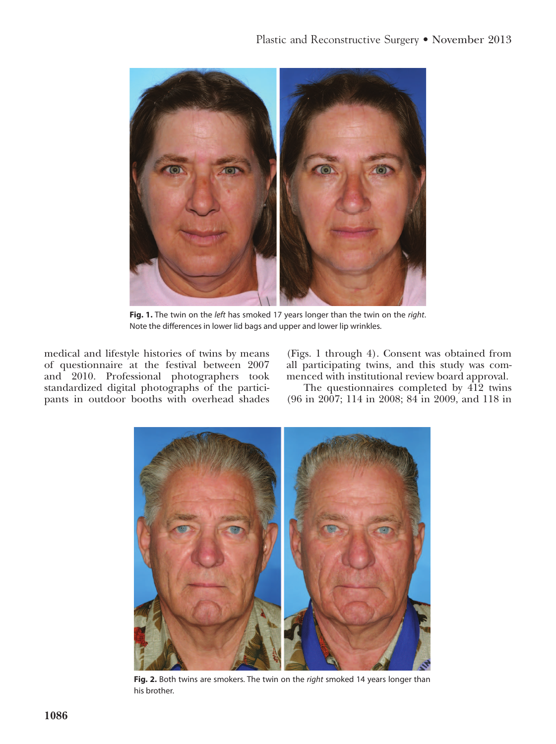Fig. 1. The twin on the *left* has smoked 17 years longer than the twin on the *right*. Note the differences in lower lid bags and upper and lower lip wrinkles.

medical and lifestyle histories of twins by means of questionnaire at the festival between 2007 and 2010. Professional photographers took standardized digital photographs of the participants in outdoor booths with overhead shades (Figs. 1 through 4). Consent was obtained from all participating twins, and this study was commenced with institutional review board approval.

The questionnaires completed by 412 twins (96 in 2007; 114 in 2008; 84 in 2009, and 118 in

Fig. 2. Both twins are smokers. The twin on the *right* smoked 14 years longer than his brother.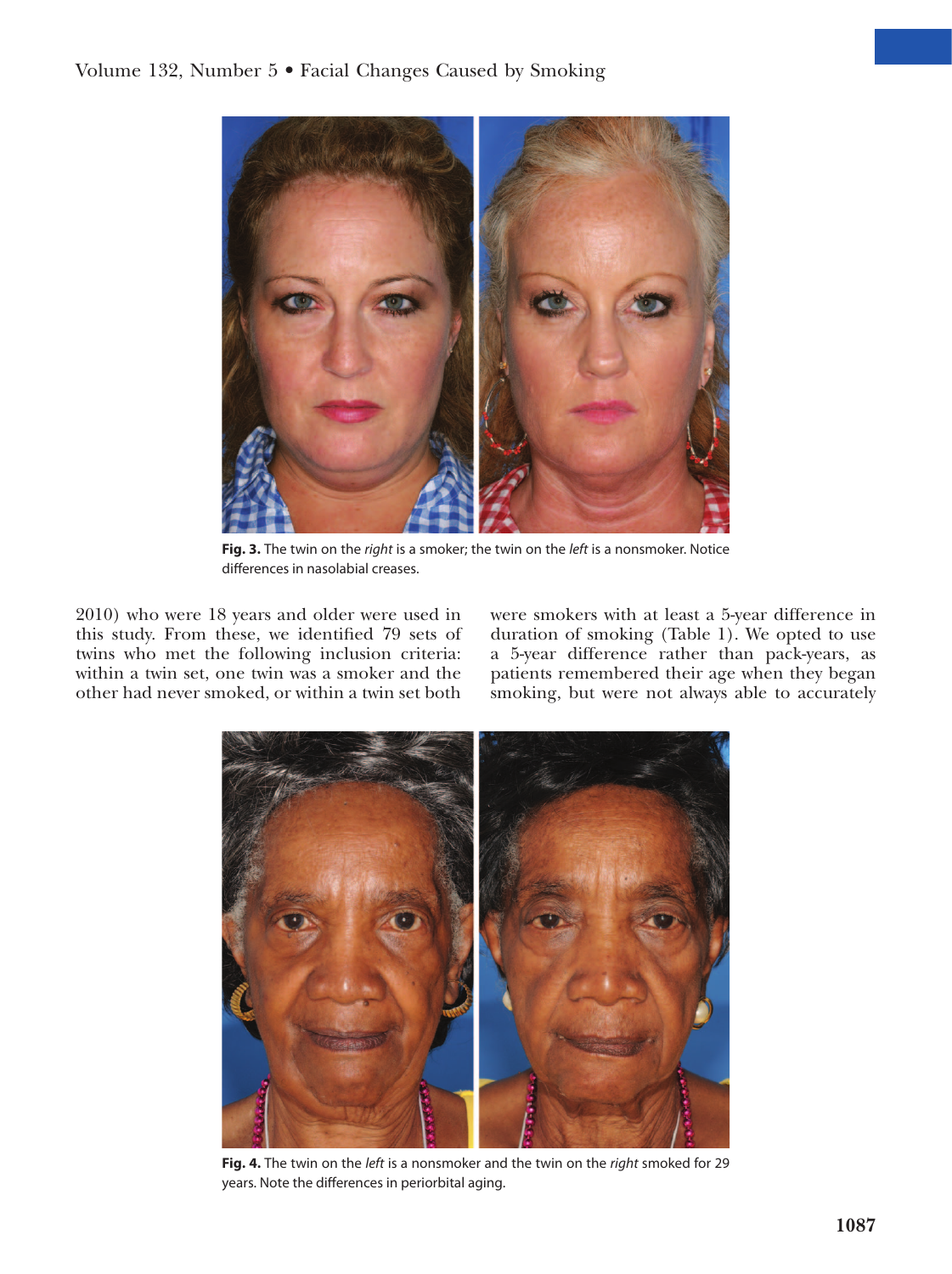Fig. 3. The twin on the *right* is a smoker; the twin on the *left* is a nonsmoker. Notice differences in nasolabial creases.

2010) who were 18 years and older were used in this study. From these, we identified 79 sets of twins who met the following inclusion criteria: within a twin set, one twin was a smoker and the other had never smoked, or within a twin set both were smokers with at least a 5-year difference in duration of smoking (Table 1). We opted to use a 5-year difference rather than pack-years, as patients remembered their age when they began smoking, but were not always able to accurately

Fig. 4. The twin on the *left* is a nonsmoker and the twin on the *right* smoked for 29 years. Note the differences in periorbital aging.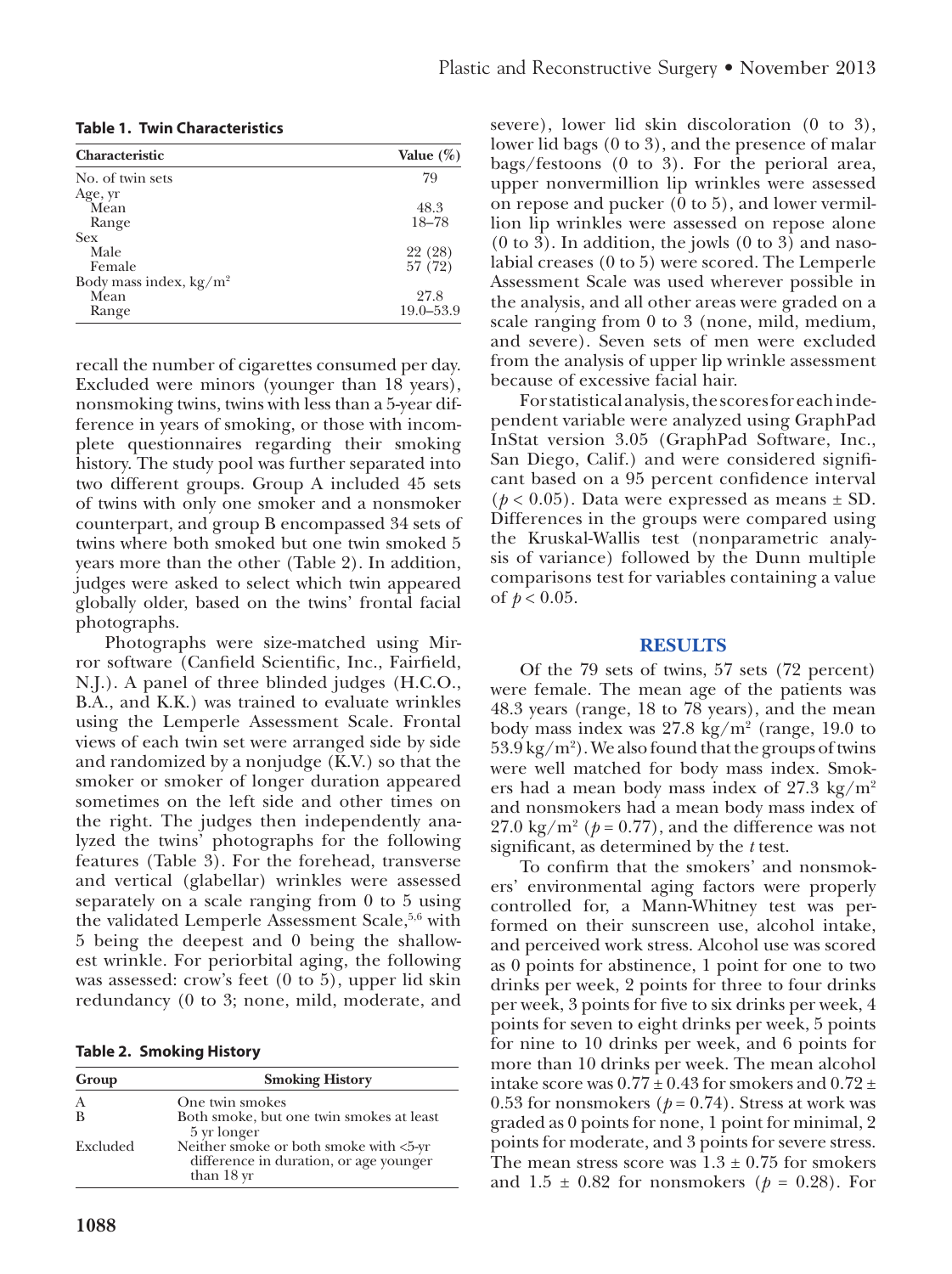**Table 1. Twin Characteristics**

| Characteristic | Value (%) |
|---|---|
| No. of twin sets | 79 |
| Age, yr | |
| Mean | 48.3 |
| Range | 18–78 |
| Sex | |
| Male | 22 (28) |
| Female | 57 (72) |
| Body mass index, kg/m$^2$ | |
| Mean | 27.8 |
| Range | 19.0–53.9 |

recall the number of cigarettes consumed per day. Excluded were minors (younger than 18 years), nonsmoking twins, twins with less than a 5-year difference in years of smoking, or those with incomplete questionnaires regarding their smoking history. The study pool was further separated into two different groups. Group A included 45 sets of twins with only one smoker and a nonsmoker counterpart, and group B encompassed 34 sets of twins where both smoked but one twin smoked 5 years more than the other (Table 2). In addition, judges were asked to select which twin appeared globally older, based on the twins' frontal facial photographs.

Photographs were size-matched using Mirror software (Canfield Scientific, Inc., Fairfield, N.J.). A panel of three blinded judges (H.C.O., B.A., and K.K.) was trained to evaluate wrinkles using the Lemperle Assessment Scale. Frontal views of each twin set were arranged side by side and randomized by a nonjudge (K.V.) so that the smoker or smoker of longer duration appeared sometimes on the left side and other times on the right. The judges then independently analyzed the twins' photographs for the following features (Table 3). For the forehead, transverse and vertical (glabellar) wrinkles were assessed separately on a scale ranging from 0 to 5 using the validated Lemperle Assessment Scale,[5,6] with 5 being the deepest and 0 being the shallowest wrinkle. For periorbital aging, the following was assessed: crow's feet (0 to 5), upper lid skin redundancy (0 to 3; none, mild, moderate, and

**Table 2. Smoking History**

| Group | Smoking History |
|---|---|
| A | One twin smokes |
| B | Both smoke, but one twin smokes at least 5 yr longer |
| Excluded | Neither smoke or both smoke with <5-yr difference in duration, or age younger than 18 yr |

severe), lower lid skin discoloration (0 to 3), lower lid bags (0 to 3), and the presence of malar bags/festoons (0 to 3). For the perioral area, upper nonvermillion lip wrinkles were assessed on repose and pucker (0 to 5), and lower vermillion lip wrinkles were assessed on repose alone (0 to 3). In addition, the jowls (0 to 3) and nasolabial creases (0 to 5) were scored. The Lemperle Assessment Scale was used wherever possible in the analysis, and all other areas were graded on a scale ranging from 0 to 3 (none, mild, medium, and severe). Seven sets of men were excluded from the analysis of upper lip wrinkle assessment because of excessive facial hair.

For statistical analysis, the scores for each independent variable were analyzed using GraphPad InStat version 3.05 (GraphPad Software, Inc., San Diego, Calif.) and were considered significant based on a 95 percent confidence interval ($p < 0.05$). Data were expressed as means ± SD. Differences in the groups were compared using the Kruskal-Wallis test (nonparametric analysis of variance) followed by the Dunn multiple comparisons test for variables containing a value of $p < 0.05$.

## RESULTS

Of the 79 sets of twins, 57 sets (72 percent) were female. The mean age of the patients was 48.3 years (range, 18 to 78 years), and the mean body mass index was 27.8 kg/m$^2$ (range, 19.0 to 53.9 kg/m$^2$). We also found that the groups of twins were well matched for body mass index. Smokers had a mean body mass index of 27.3 kg/m$^2$ and nonsmokers had a mean body mass index of 27.0 kg/m$^2$ ($p = 0.77$), and the difference was not significant, as determined by the *t* test.

To confirm that the smokers' and nonsmokers' environmental aging factors were properly controlled for, a Mann-Whitney test was performed on their sunscreen use, alcohol intake, and perceived work stress. Alcohol use was scored as 0 points for abstinence, 1 point for one to two drinks per week, 2 points for three to four drinks per week, 3 points for five to six drinks per week, 4 points for seven to eight drinks per week, 5 points for nine to 10 drinks per week, and 6 points for more than 10 drinks per week. The mean alcohol intake score was 0.77 ± 0.43 for smokers and 0.72 ± 0.53 for nonsmokers ($p = 0.74$). Stress at work was graded as 0 points for none, 1 point for minimal, 2 points for moderate, and 3 points for severe stress. The mean stress score was 1.3 ± 0.75 for smokers and 1.5 ± 0.82 for nonsmokers ($p = 0.28$). For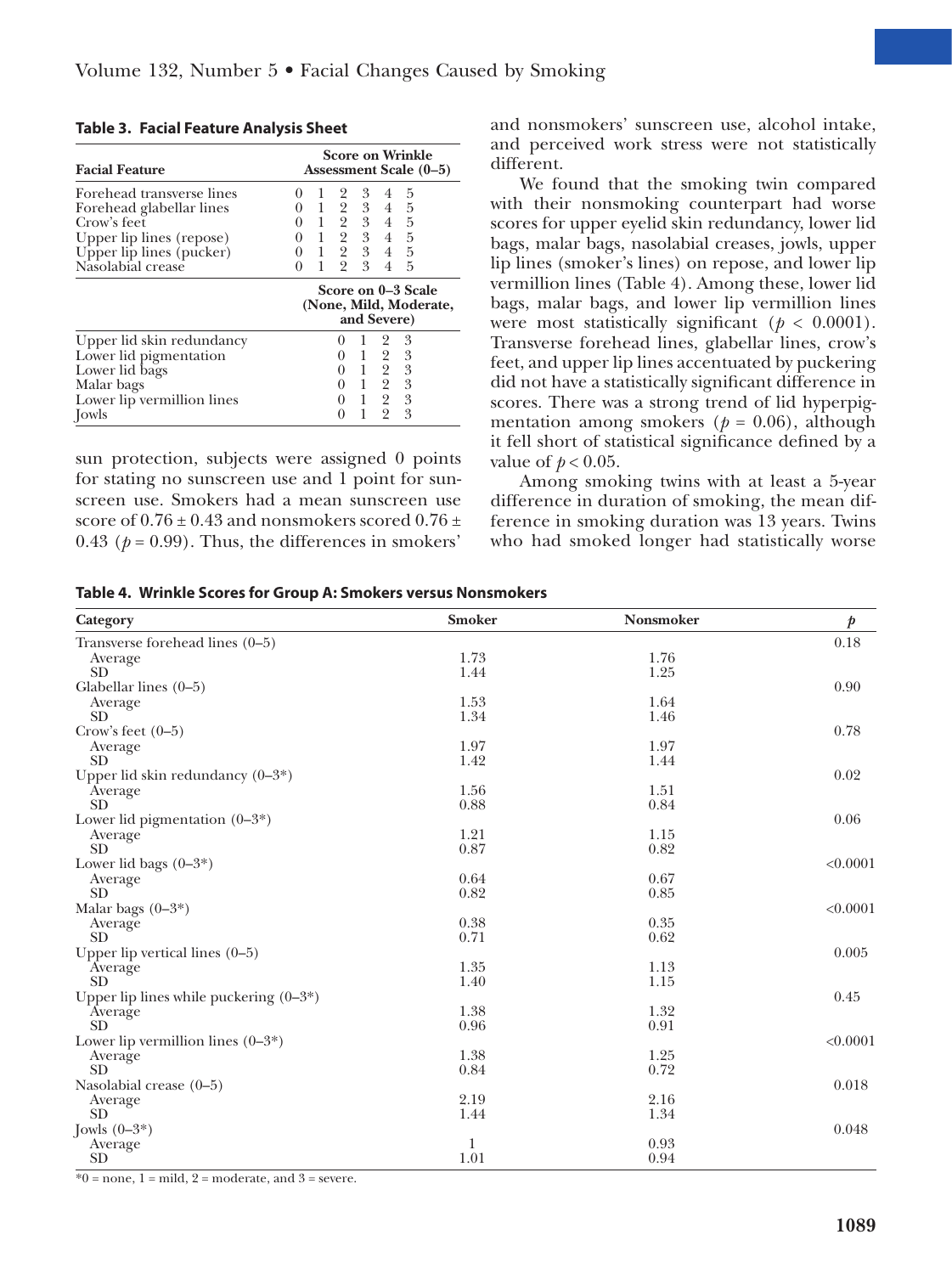**Table 3. Facial Feature Analysis Sheet**

| Facial Feature | Score on Wrinkle Assessment Scale (0–5) |
|---|---|
| Forehead transverse lines | 0 1 2 3 4 5 |
| Forehead glabellar lines | 0 1 2 3 4 5 |
| Crow's feet | 0 1 2 3 4 5 |
| Upper lip lines (repose) | 0 1 2 3 4 5 |
| Upper lip lines (pucker) | 0 1 2 3 4 5 |
| Nasolabial crease | 0 1 2 3 4 5 |
| | **Score on 0–3 Scale (None, Mild, Moderate, and Severe)** |
| Upper lid skin redundancy | 0 1 2 3 |
| Lower lid pigmentation | 0 1 2 3 |
| Lower lid bags | 0 1 2 3 |
| Malar bags | 0 1 2 3 |
| Lower lip vermillion lines | 0 1 2 3 |
| Jowls | 0 1 2 3 |

sun protection, subjects were assigned 0 points for stating no sunscreen use and 1 point for sunscreen use. Smokers had a mean sunscreen use score of 0.76 ± 0.43 and nonsmokers scored 0.76 ± 0.43 ($p = 0.99$). Thus, the differences in smokers' and nonsmokers' sunscreen use, alcohol intake, and perceived work stress were not statistically different.

We found that the smoking twin compared with their nonsmoking counterpart had worse scores for upper eyelid skin redundancy, lower lid bags, malar bags, nasolabial creases, jowls, upper lip lines (smoker's lines) on repose, and lower lip vermillion lines (Table 4). Among these, lower lid bags, malar bags, and lower lip vermillion lines were most statistically significant ($p < 0.0001$). Transverse forehead lines, glabellar lines, crow's feet, and upper lip lines accentuated by puckering did not have a statistically significant difference in scores. There was a strong trend of lid hyperpigmentation among smokers ($p = 0.06$), although it fell short of statistical significance defined by a value of $p < 0.05$.

Among smoking twins with at least a 5-year difference in duration of smoking, the mean difference in smoking duration was 13 years. Twins who had smoked longer had statistically worse

**Table 4. Wrinkle Scores for Group A: Smokers versus Nonsmokers**

| Category | Smoker | Nonsmoker | *p* |
|---|---|---|---|
| Transverse forehead lines (0–5) | | | 0.18 |
| Average | 1.73 | 1.76 | |
| SD | 1.44 | 1.25 | |
| Glabellar lines (0–5) | | | 0.90 |
| Average | 1.53 | 1.64 | |
| SD | 1.34 | 1.46 | |
| Crow's feet (0–5) | | | 0.78 |
| Average | 1.97 | 1.97 | |
| SD | 1.42 | 1.44 | |
| Upper lid skin redundancy (0–3*) | | | 0.02 |
| Average | 1.56 | 1.51 | |
| SD | 0.88 | 0.84 | |
| Lower lid pigmentation (0–3*) | | | 0.06 |
| Average | 1.21 | 1.15 | |
| SD | 0.87 | 0.82 | |
| Lower lid bags (0–3*) | | | <0.0001 |
| Average | 0.64 | 0.67 | |
| SD | 0.82 | 0.85 | |
| Malar bags (0–3*) | | | <0.0001 |
| Average | 0.38 | 0.35 | |
| SD | 0.71 | 0.62 | |
| Upper lip vertical lines (0–5) | | | 0.005 |
| Average | 1.35 | 1.13 | |
| SD | 1.40 | 1.15 | |
| Upper lip lines while puckering (0–3*) | | | 0.45 |
| Average | 1.38 | 1.32 | |
| SD | 0.96 | 0.91 | |
| Lower lip vermillion lines (0–3*) | | | <0.0001 |
| Average | 1.38 | 1.25 | |
| SD | 0.84 | 0.72 | |
| Nasolabial crease (0–5) | | | 0.018 |
| Average | 2.19 | 2.16 | |
| SD | 1.44 | 1.34 | |
| Jowls (0–3*) | | | 0.048 |
| Average | 1 | 0.93 | |
| SD | 1.01 | 0.94 | |

*0 = none, 1 = mild, 2 = moderate, and 3 = severe.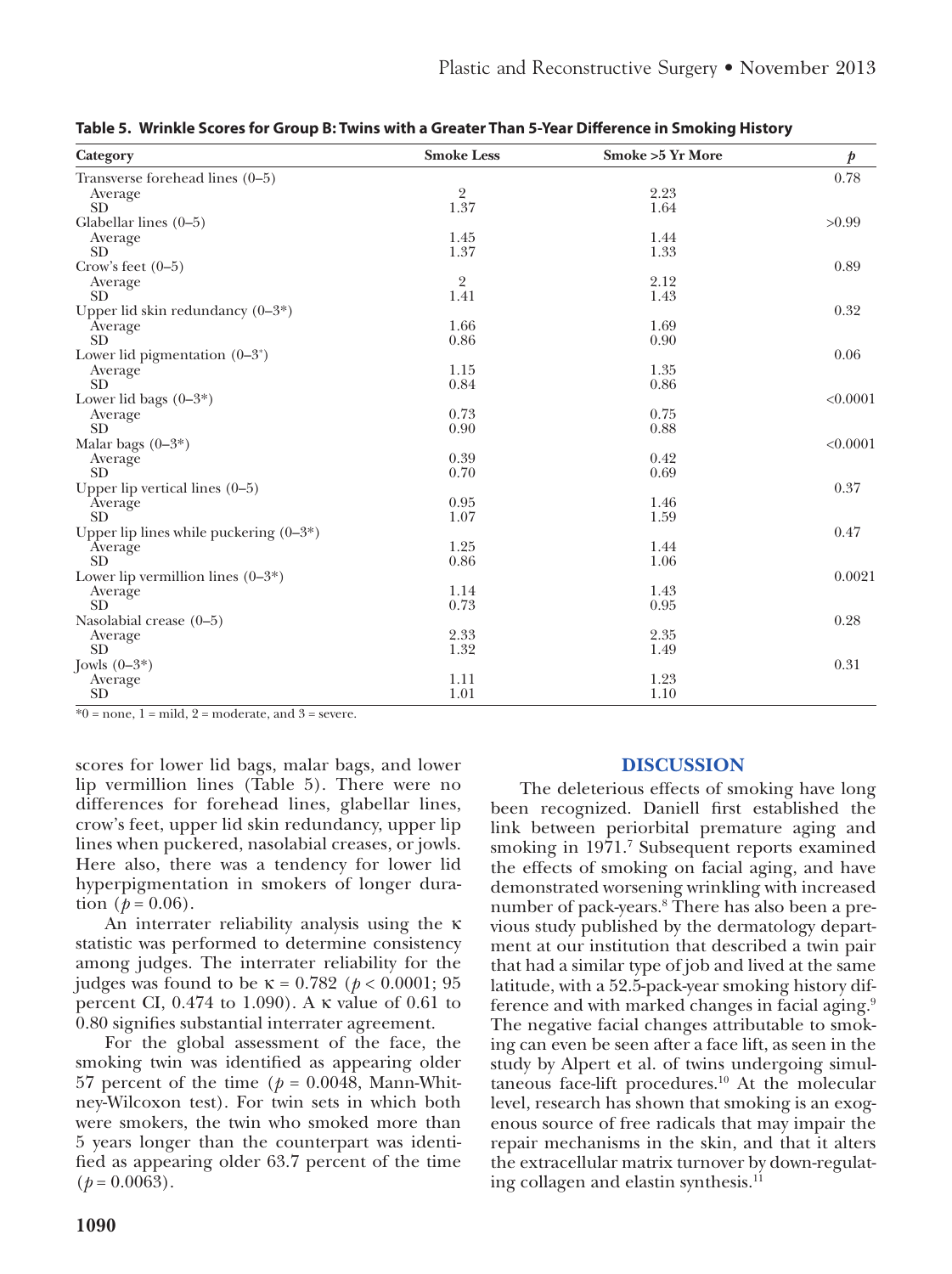**Table 5. Wrinkle Scores for Group B: Twins with a Greater Than 5-Year Difference in Smoking History**

| Category | Smoke Less | Smoke >5 Yr More | p |
|---|---|---|---|
| Transverse forehead lines (0–5) | | | 0.78 |
| Average | 2 | 2.23 | |
| SD | 1.37 | 1.64 | |
| Glabellar lines (0–5) | | | >0.99 |
| Average | 1.45 | 1.44 | |
| SD | 1.37 | 1.33 | |
| Crow's feet (0–5) | | | 0.89 |
| Average | 2 | 2.12 | |
| SD | 1.41 | 1.43 | |
| Upper lid skin redundancy (0–3*) | | | 0.32 |
| Average | 1.66 | 1.69 | |
| SD | 0.86 | 0.90 | |
| Lower lid pigmentation (0–3*) | | | 0.06 |
| Average | 1.15 | 1.35 | |
| SD | 0.84 | 0.86 | |
| Lower lid bags (0–3*) | | | <0.0001 |
| Average | 0.73 | 0.75 | |
| SD | 0.90 | 0.88 | |
| Malar bags (0–3*) | | | <0.0001 |
| Average | 0.39 | 0.42 | |
| SD | 0.70 | 0.69 | |
| Upper lip vertical lines (0–5) | | | 0.37 |
| Average | 0.95 | 1.46 | |
| SD | 1.07 | 1.59 | |
| Upper lip lines while puckering (0–3*) | | | 0.47 |
| Average | 1.25 | 1.44 | |
| SD | 0.86 | 1.06 | |
| Lower lip vermillion lines (0–3*) | | | 0.0021 |
| Average | 1.14 | 1.43 | |
| SD | 0.73 | 0.95 | |
| Nasolabial crease (0–5) | | | 0.28 |
| Average | 2.33 | 2.35 | |
| SD | 1.32 | 1.49 | |
| Jowls (0–3*) | | | 0.31 |
| Average | 1.11 | 1.23 | |
| SD | 1.01 | 1.10 | |

*0 = none, 1 = mild, 2 = moderate, and 3 = severe.

scores for lower lid bags, malar bags, and lower lip vermillion lines (Table 5). There were no differences for forehead lines, glabellar lines, crow's feet, upper lid skin redundancy, upper lip lines when puckered, nasolabial creases, or jowls. Here also, there was a tendency for lower lid hyperpigmentation in smokers of longer duration ($p = 0.06$).

An interrater reliability analysis using the κ statistic was performed to determine consistency among judges. The interrater reliability for the judges was found to be $\kappa = 0.782$ ($p < 0.0001$; 95 percent CI, 0.474 to 1.090). A κ value of 0.61 to 0.80 signifies substantial interrater agreement.

For the global assessment of the face, the smoking twin was identified as appearing older 57 percent of the time ($p = 0.0048$, Mann-Whitney-Wilcoxon test). For twin sets in which both were smokers, the twin who smoked more than 5 years longer than the counterpart was identified as appearing older 63.7 percent of the time ($p = 0.0063$).

## DISCUSSION

The deleterious effects of smoking have long been recognized. Daniell first established the link between periorbital premature aging and smoking in 1971.[7] Subsequent reports examined the effects of smoking on facial aging, and have demonstrated worsening wrinkling with increased number of pack-years.[8] There has also been a previous study published by the dermatology department at our institution that described a twin pair that had a similar type of job and lived at the same latitude, with a 52.5-pack-year smoking history difference and with marked changes in facial aging.[9] The negative facial changes attributable to smoking can even be seen after a face lift, as seen in the study by Alpert et al. of twins undergoing simultaneous face-lift procedures.[10] At the molecular level, research has shown that smoking is an exogenous source of free radicals that may impair the repair mechanisms in the skin, and that it alters the extracellular matrix turnover by down-regulating collagen and elastin synthesis.[11]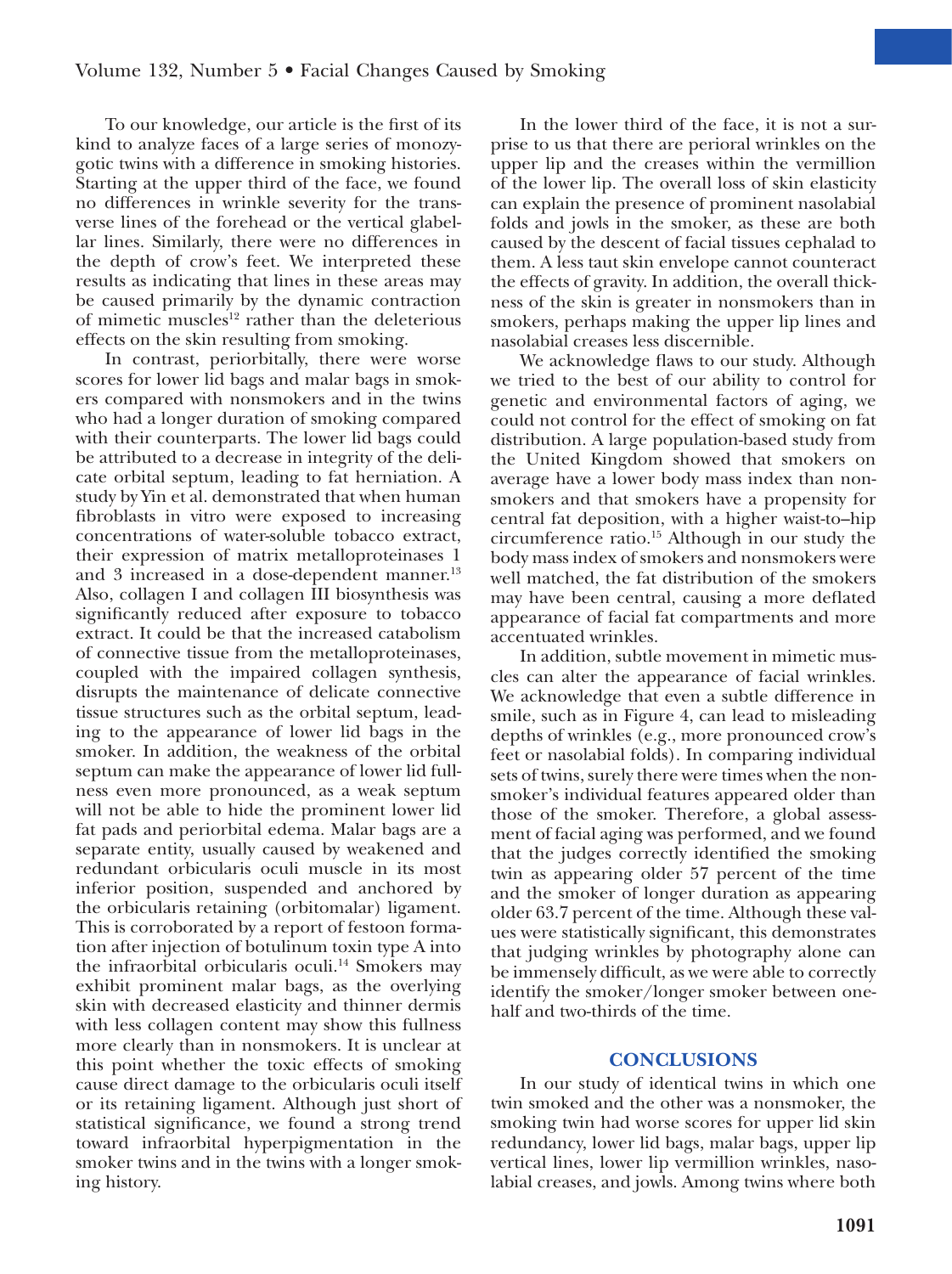To our knowledge, our article is the first of its kind to analyze faces of a large series of monozygotic twins with a difference in smoking histories. Starting at the upper third of the face, we found no differences in wrinkle severity for the transverse lines of the forehead or the vertical glabellar lines. Similarly, there were no differences in the depth of crow's feet. We interpreted these results as indicating that lines in these areas may be caused primarily by the dynamic contraction of mimetic muscles[12] rather than the deleterious effects on the skin resulting from smoking.

In contrast, periorbitally, there were worse scores for lower lid bags and malar bags in smokers compared with nonsmokers and in the twins who had a longer duration of smoking compared with their counterparts. The lower lid bags could be attributed to a decrease in integrity of the delicate orbital septum, leading to fat herniation. A study by Yin et al. demonstrated that when human fibroblasts in vitro were exposed to increasing concentrations of water-soluble tobacco extract, their expression of matrix metalloproteinases 1 and 3 increased in a dose-dependent manner.[13] Also, collagen I and collagen III biosynthesis was significantly reduced after exposure to tobacco extract. It could be that the increased catabolism of connective tissue from the metalloproteinases, coupled with the impaired collagen synthesis, disrupts the maintenance of delicate connective tissue structures such as the orbital septum, leading to the appearance of lower lid bags in the smoker. In addition, the weakness of the orbital septum can make the appearance of lower lid fullness even more pronounced, as a weak septum will not be able to hide the prominent lower lid fat pads and periorbital edema. Malar bags are a separate entity, usually caused by weakened and redundant orbicularis oculi muscle in its most inferior position, suspended and anchored by the orbicularis retaining (orbitomalar) ligament. This is corroborated by a report of festoon formation after injection of botulinum toxin type A into the infraorbital orbicularis oculi.[14] Smokers may exhibit prominent malar bags, as the overlying skin with decreased elasticity and thinner dermis with less collagen content may show this fullness more clearly than in nonsmokers. It is unclear at this point whether the toxic effects of smoking cause direct damage to the orbicularis oculi itself or its retaining ligament. Although just short of statistical significance, we found a strong trend toward infraorbital hyperpigmentation in the smoker twins and in the twins with a longer smoking history.

In the lower third of the face, it is not a surprise to us that there are perioral wrinkles on the upper lip and the creases within the vermillion of the lower lip. The overall loss of skin elasticity can explain the presence of prominent nasolabial folds and jowls in the smoker, as these are both caused by the descent of facial tissues cephalad to them. A less taut skin envelope cannot counteract the effects of gravity. In addition, the overall thickness of the skin is greater in nonsmokers than in smokers, perhaps making the upper lip lines and nasolabial creases less discernible.

We acknowledge flaws to our study. Although we tried to the best of our ability to control for genetic and environmental factors of aging, we could not control for the effect of smoking on fat distribution. A large population-based study from the United Kingdom showed that smokers on average have a lower body mass index than nonsmokers and that smokers have a propensity for central fat deposition, with a higher waist-to–hip circumference ratio.[15] Although in our study the body mass index of smokers and nonsmokers were well matched, the fat distribution of the smokers may have been central, causing a more deflated appearance of facial fat compartments and more accentuated wrinkles.

In addition, subtle movement in mimetic muscles can alter the appearance of facial wrinkles. We acknowledge that even a subtle difference in smile, such as in Figure 4, can lead to misleading depths of wrinkles (e.g., more pronounced crow's feet or nasolabial folds). In comparing individual sets of twins, surely there were times when the nonsmoker's individual features appeared older than those of the smoker. Therefore, a global assessment of facial aging was performed, and we found that the judges correctly identified the smoking twin as appearing older 57 percent of the time and the smoker of longer duration as appearing older 63.7 percent of the time. Although these values were statistically significant, this demonstrates that judging wrinkles by photography alone can be immensely difficult, as we were able to correctly identify the smoker/longer smoker between one-half and two-thirds of the time.

## CONCLUSIONS

In our study of identical twins in which one twin smoked and the other was a nonsmoker, the smoking twin had worse scores for upper lid skin redundancy, lower lid bags, malar bags, upper lip vertical lines, lower lip vermillion wrinkles, nasolabial creases, and jowls. Among twins where both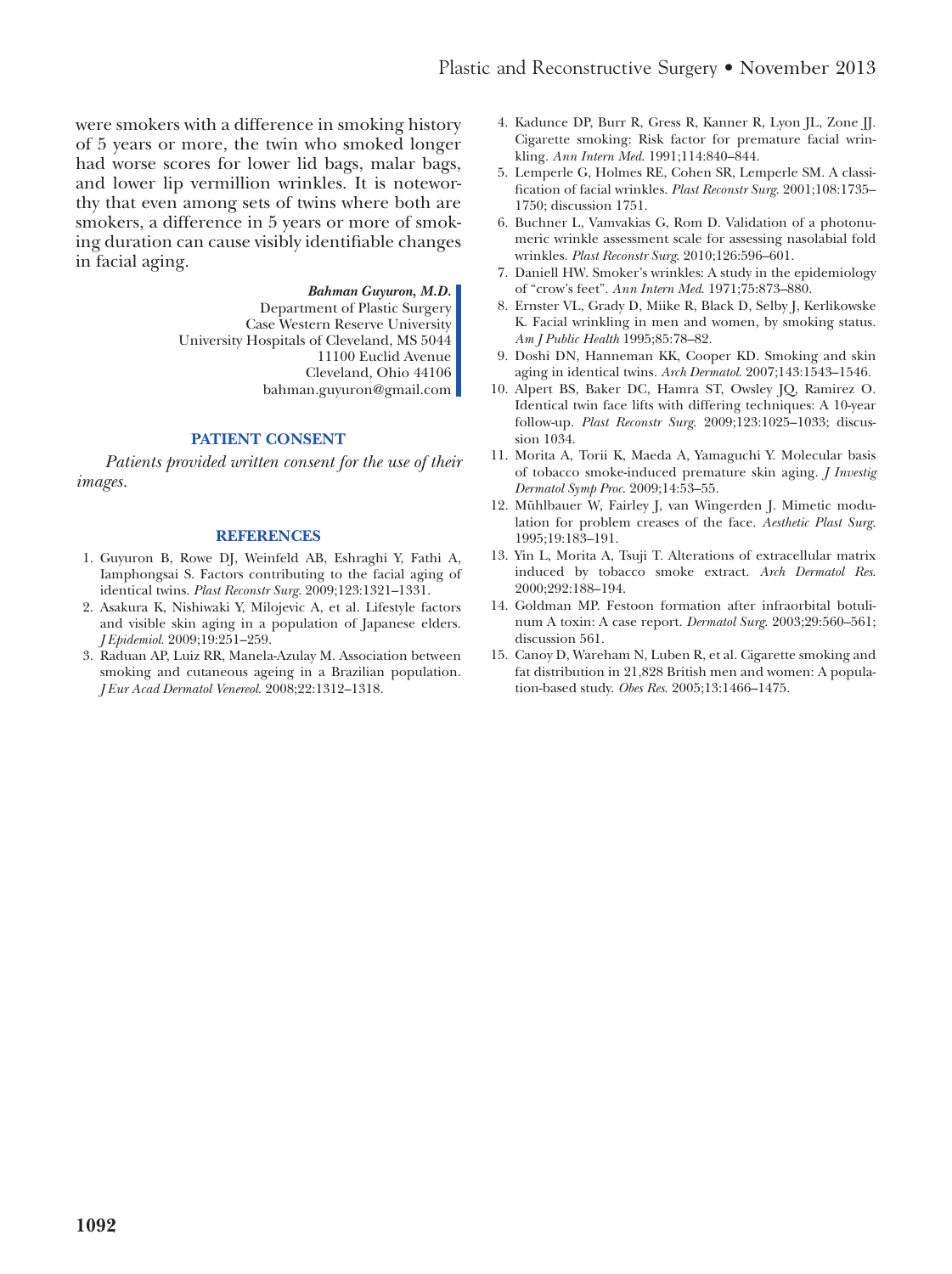were smokers with a difference in smoking history of 5 years or more, the twin who smoked longer had worse scores for lower lid bags, malar bags, and lower lip vermillion wrinkles. It is noteworthy that even among sets of twins where both are smokers, a difference in 5 years or more of smoking duration can cause visibly identifiable changes in facial aging.

***Bahman Guyuron, M.D.***
Department of Plastic Surgery
Case Western Reserve University
University Hospitals of Cleveland, MS 5044
11100 Euclid Avenue
Cleveland, Ohio 44106
bahman.guyuron@gmail.com

## PATIENT CONSENT

*Patients provided written consent for the use of their images.*

## REFERENCES

1. Guyuron B, Rowe DJ, Weinfeld AB, Eshraghi Y, Fathi A, Iamphongsai S. Factors contributing to the facial aging of identical twins. *Plast Reconstr Surg.* 2009;123:1321–1331.
2. Asakura K, Nishiwaki Y, Milojevic A, et al. Lifestyle factors and visible skin aging in a population of Japanese elders. *J Epidemiol.* 2009;19:251–259.
3. Raduan AP, Luiz RR, Manela-Azulay M. Association between smoking and cutaneous ageing in a Brazilian population. *J Eur Acad Dermatol Venereol.* 2008;22:1312–1318.
4. Kadunce DP, Burr R, Gress R, Kanner R, Lyon JL, Zone JJ. Cigarette smoking: Risk factor for premature facial wrinkling. *Ann Intern Med.* 1991;114:840–844.
5. Lemperle G, Holmes RE, Cohen SR, Lemperle SM. A classification of facial wrinkles. *Plast Reconstr Surg.* 2001;108:1735–1750; discussion 1751.
6. Buchner L, Vamvakias G, Rom D. Validation of a photonumeric wrinkle assessment scale for assessing nasolabial fold wrinkles. *Plast Reconstr Surg.* 2010;126:596–601.
7. Daniell HW. Smoker's wrinkles: A study in the epidemiology of "crow's feet". *Ann Intern Med.* 1971;75:873–880.
8. Ernster VL, Grady D, Miike R, Black D, Selby J, Kerlikowske K. Facial wrinkling in men and women, by smoking status. *Am J Public Health* 1995;85:78–82.
9. Doshi DN, Hanneman KK, Cooper KD. Smoking and skin aging in identical twins. *Arch Dermatol.* 2007;143:1543–1546.
10. Alpert BS, Baker DC, Hamra ST, Owsley JQ, Ramirez O. Identical twin face lifts with differing techniques: A 10-year follow-up. *Plast Reconstr Surg.* 2009;123:1025–1033; discussion 1034.
11. Morita A, Torii K, Maeda A, Yamaguchi Y. Molecular basis of tobacco smoke-induced premature skin aging. *J Investig Dermatol Symp Proc.* 2009;14:53–55.
12. Mühlbauer W, Fairley J, van Wingerden J. Mimetic modulation for problem creases of the face. *Aesthetic Plast Surg.* 1995;19:183–191.
13. Yin L, Morita A, Tsuji T. Alterations of extracellular matrix induced by tobacco smoke extract. *Arch Dermatol Res.* 2000;292:188–194.
14. Goldman MP. Festoon formation after infraorbital botulinum A toxin: A case report. *Dermatol Surg.* 2003;29:560–561; discussion 561.
15. Canoy D, Wareham N, Luben R, et al. Cigarette smoking and fat distribution in 21,828 British men and women: A population-based study. *Obes Res.* 2005;13:1466–1475.